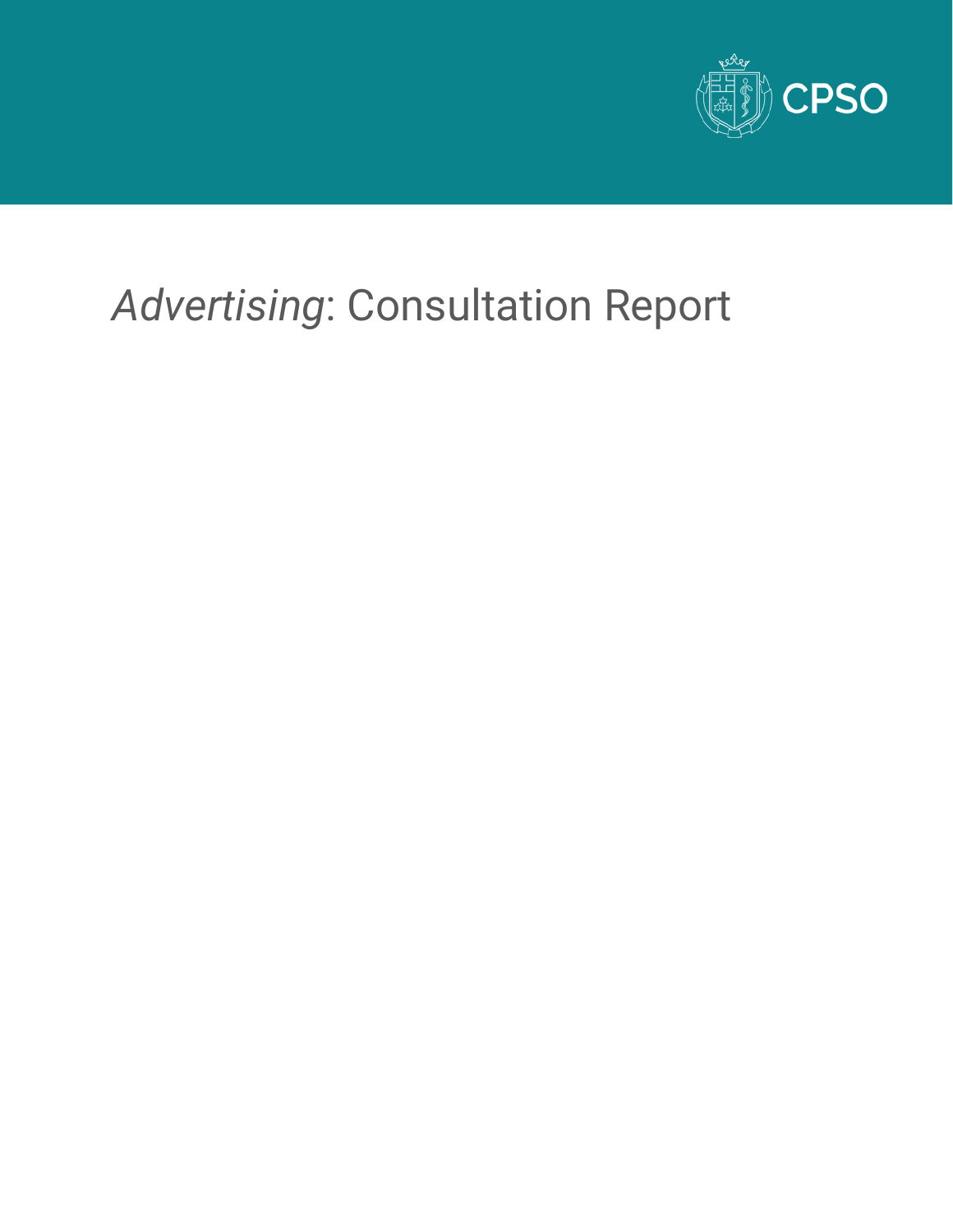CPSO

# *Advertising*: Consultation Report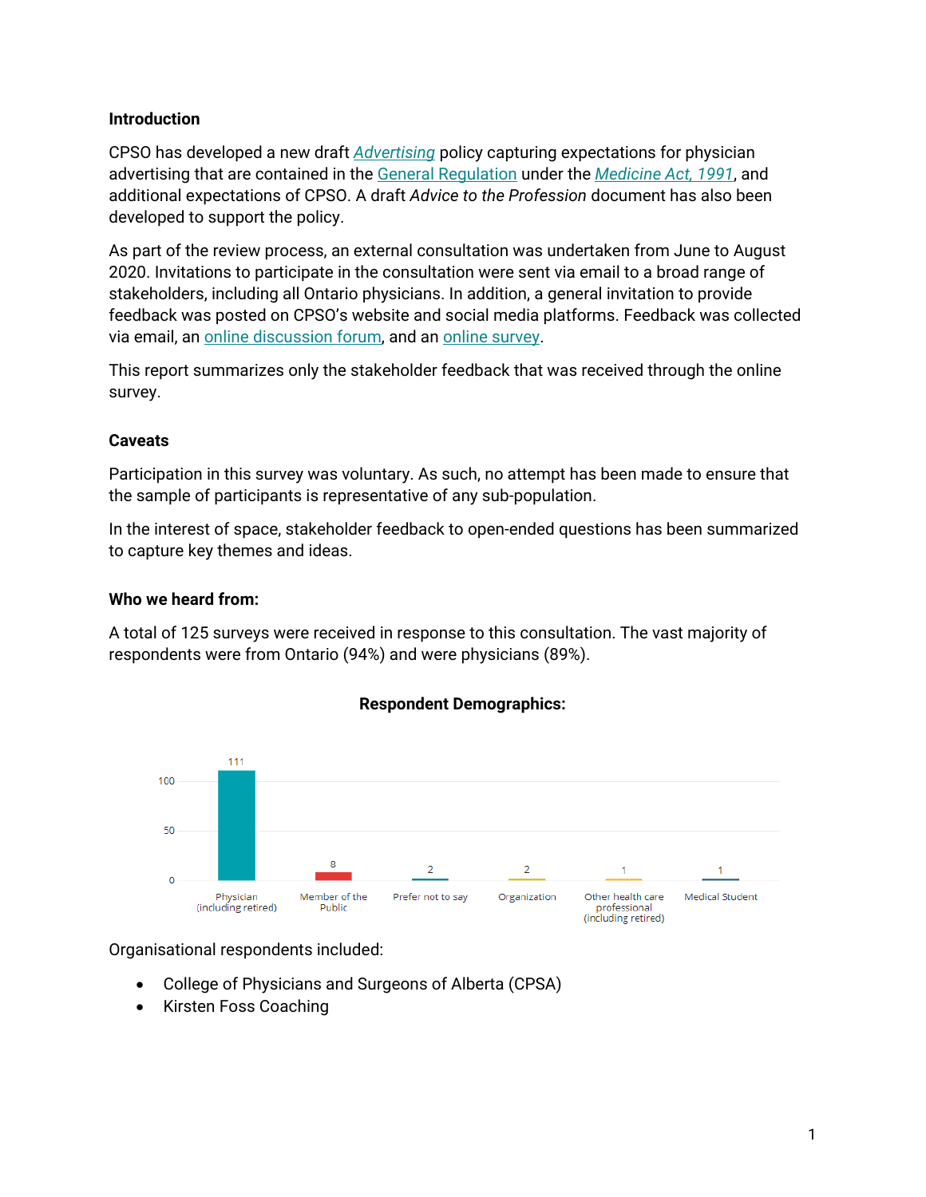**Introduction**

CPSO has developed a new draft *Advertising* policy capturing expectations for physician advertising that are contained in the General Regulation under the *Medicine Act, 1991*, and additional expectations of CPSO. A draft *Advice to the Profession* document has also been developed to support the policy.

As part of the review process, an external consultation was undertaken from June to August 2020. Invitations to participate in the consultation were sent via email to a broad range of stakeholders, including all Ontario physicians. In addition, a general invitation to provide feedback was posted on CPSO's website and social media platforms. Feedback was collected via email, an online discussion forum, and an online survey.

This report summarizes only the stakeholder feedback that was received through the online survey.

**Caveats**

Participation in this survey was voluntary. As such, no attempt has been made to ensure that the sample of participants is representative of any sub-population.

In the interest of space, stakeholder feedback to open-ended questions has been summarized to capture key themes and ideas.

**Who we heard from:**

A total of 125 surveys were received in response to this consultation. The vast majority of respondents were from Ontario (94%) and were physicians (89%).

**Respondent Demographics:**

| Respondent type | Count |
| --- | --- |
| Physician (including retired) | 111 |
| Member of the Public | 8 |
| Prefer not to say | 2 |
| Organization | 2 |
| Other health care professional (including retired) | 1 |
| Medical Student | 1 |

Organisational respondents included:

- College of Physicians and Surgeons of Alberta (CPSA)
- Kirsten Foss Coaching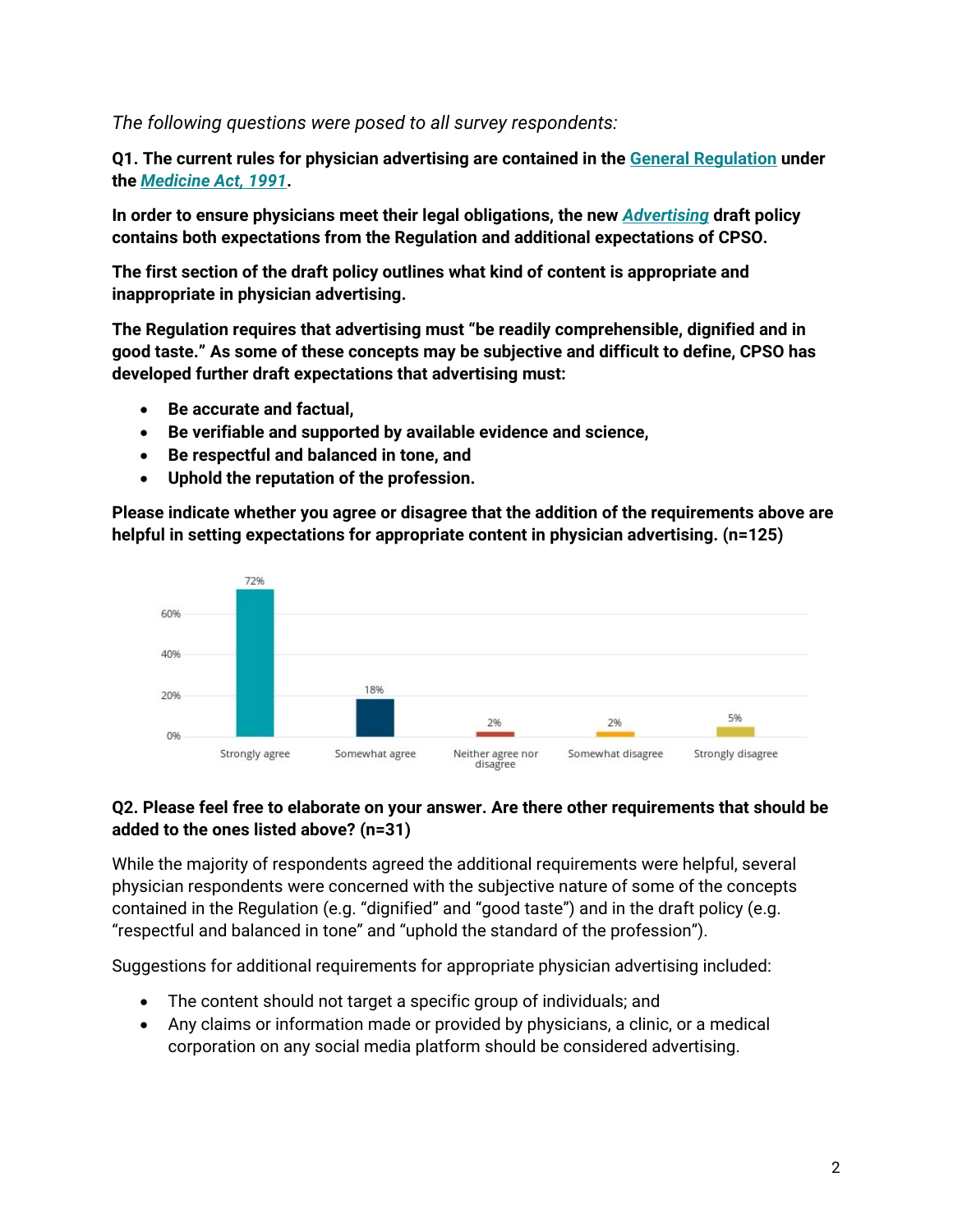*The following questions were posed to all survey respondents:*

**Q1. The current rules for physician advertising are contained in the General Regulation under the *Medicine Act, 1991*.**

**In order to ensure physicians meet their legal obligations, the new *Advertising* draft policy contains both expectations from the Regulation and additional expectations of CPSO.**

**The first section of the draft policy outlines what kind of content is appropriate and inappropriate in physician advertising.**

**The Regulation requires that advertising must "be readily comprehensible, dignified and in good taste." As some of these concepts may be subjective and difficult to define, CPSO has developed further draft expectations that advertising must:**

- **Be accurate and factual,**
- **Be verifiable and supported by available evidence and science,**
- **Be respectful and balanced in tone, and**
- **Uphold the reputation of the profession.**

**Please indicate whether you agree or disagree that the addition of the requirements above are helpful in setting expectations for appropriate content in physician advertising. (n=125)**

| Response | Percentage |
|---|---|
| Strongly agree | 72% |
| Somewhat agree | 18% |
| Neither agree nor disagree | 2% |
| Somewhat disagree | 2% |
| Strongly disagree | 5% |

**Q2. Please feel free to elaborate on your answer. Are there other requirements that should be added to the ones listed above? (n=31)**

While the majority of respondents agreed the additional requirements were helpful, several physician respondents were concerned with the subjective nature of some of the concepts contained in the Regulation (e.g. "dignified" and "good taste") and in the draft policy (e.g. "respectful and balanced in tone" and "uphold the standard of the profession").

Suggestions for additional requirements for appropriate physician advertising included:

- The content should not target a specific group of individuals; and
- Any claims or information made or provided by physicians, a clinic, or a medical corporation on any social media platform should be considered advertising.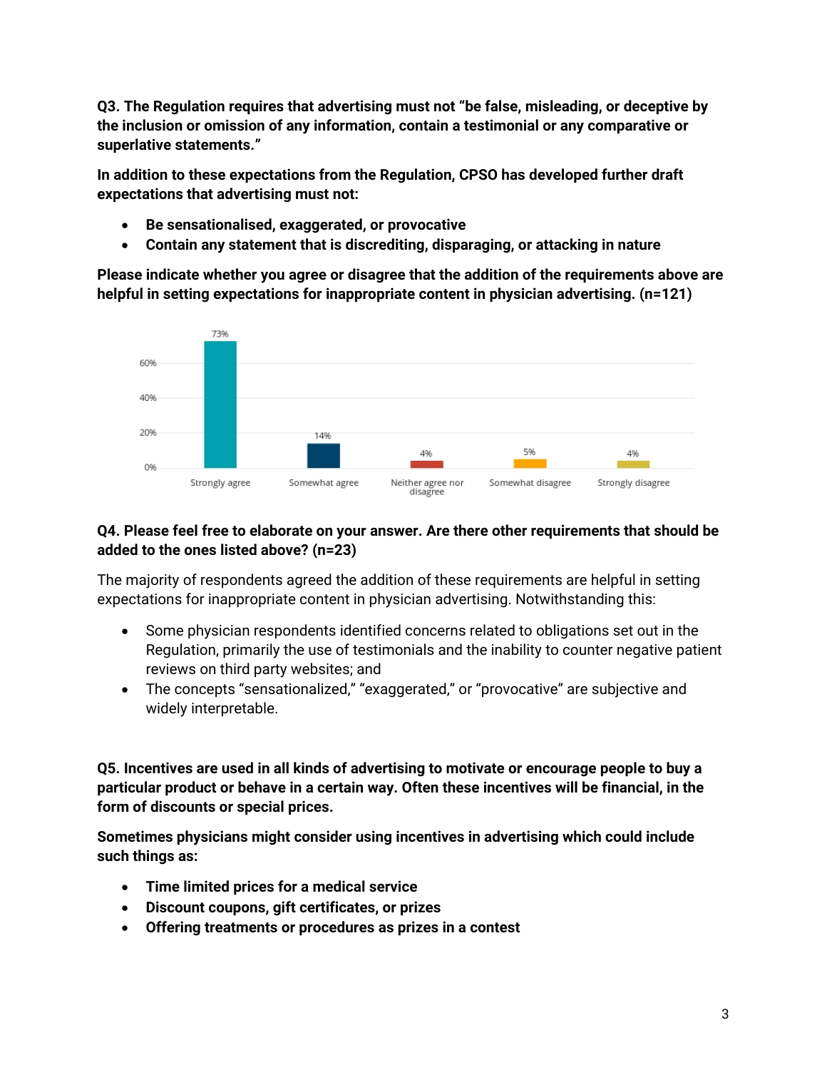**Q3. The Regulation requires that advertising must not "be false, misleading, or deceptive by the inclusion or omission of any information, contain a testimonial or any comparative or superlative statements."**

**In addition to these expectations from the Regulation, CPSO has developed further draft expectations that advertising must not:**

- **Be sensationalised, exaggerated, or provocative**
- **Contain any statement that is discrediting, disparaging, or attacking in nature**

**Please indicate whether you agree or disagree that the addition of the requirements above are helpful in setting expectations for inappropriate content in physician advertising. (n=121)**

| Response | Percentage |
|---|---|
| Strongly agree | 73% |
| Somewhat agree | 14% |
| Neither agree nor disagree | 4% |
| Somewhat disagree | 5% |
| Strongly disagree | 4% |

**Q4. Please feel free to elaborate on your answer. Are there other requirements that should be added to the ones listed above? (n=23)**

The majority of respondents agreed the addition of these requirements are helpful in setting expectations for inappropriate content in physician advertising. Notwithstanding this:

- Some physician respondents identified concerns related to obligations set out in the Regulation, primarily the use of testimonials and the inability to counter negative patient reviews on third party websites; and
- The concepts "sensationalized," "exaggerated," or "provocative" are subjective and widely interpretable.

**Q5. Incentives are used in all kinds of advertising to motivate or encourage people to buy a particular product or behave in a certain way. Often these incentives will be financial, in the form of discounts or special prices.**

**Sometimes physicians might consider using incentives in advertising which could include such things as:**

- **Time limited prices for a medical service**
- **Discount coupons, gift certificates, or prizes**
- **Offering treatments or procedures as prizes in a contest**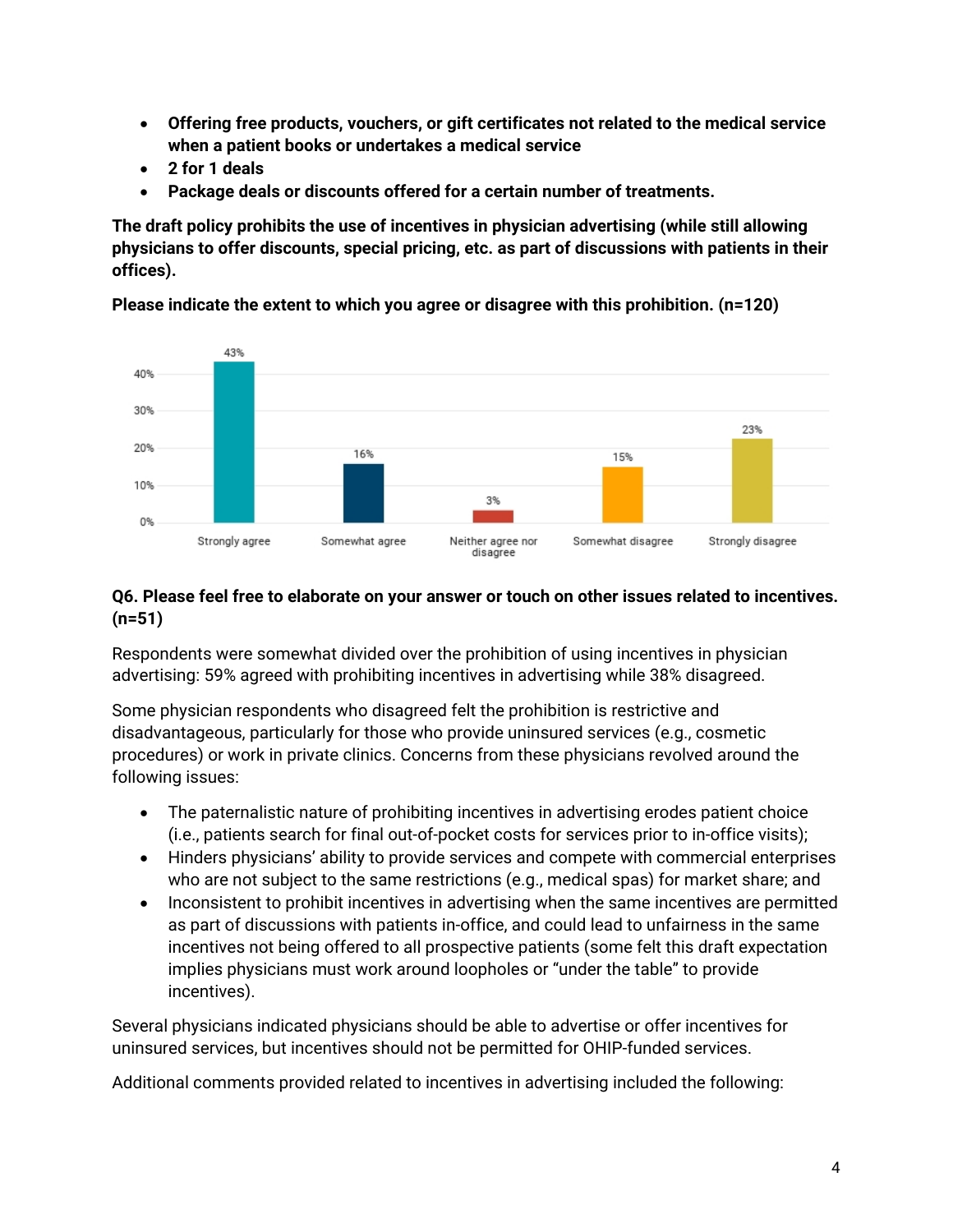- **Offering free products, vouchers, or gift certificates not related to the medical service when a patient books or undertakes a medical service**
- **2 for 1 deals**
- **Package deals or discounts offered for a certain number of treatments.**

**The draft policy prohibits the use of incentives in physician advertising (while still allowing physicians to offer discounts, special pricing, etc. as part of discussions with patients in their offices).**

**Please indicate the extent to which you agree or disagree with this prohibition. (n=120)**

| Response | Percentage |
|---|---|
| Strongly agree | 43% |
| Somewhat agree | 16% |
| Neither agree nor disagree | 3% |
| Somewhat disagree | 15% |
| Strongly disagree | 23% |

**Q6. Please feel free to elaborate on your answer or touch on other issues related to incentives. (n=51)**

Respondents were somewhat divided over the prohibition of using incentives in physician advertising: 59% agreed with prohibiting incentives in advertising while 38% disagreed.

Some physician respondents who disagreed felt the prohibition is restrictive and disadvantageous, particularly for those who provide uninsured services (e.g., cosmetic procedures) or work in private clinics. Concerns from these physicians revolved around the following issues:

- The paternalistic nature of prohibiting incentives in advertising erodes patient choice (i.e., patients search for final out-of-pocket costs for services prior to in-office visits);
- Hinders physicians' ability to provide services and compete with commercial enterprises who are not subject to the same restrictions (e.g., medical spas) for market share; and
- Inconsistent to prohibit incentives in advertising when the same incentives are permitted as part of discussions with patients in-office, and could lead to unfairness in the same incentives not being offered to all prospective patients (some felt this draft expectation implies physicians must work around loopholes or "under the table" to provide incentives).

Several physicians indicated physicians should be able to advertise or offer incentives for uninsured services, but incentives should not be permitted for OHIP-funded services.

Additional comments provided related to incentives in advertising included the following: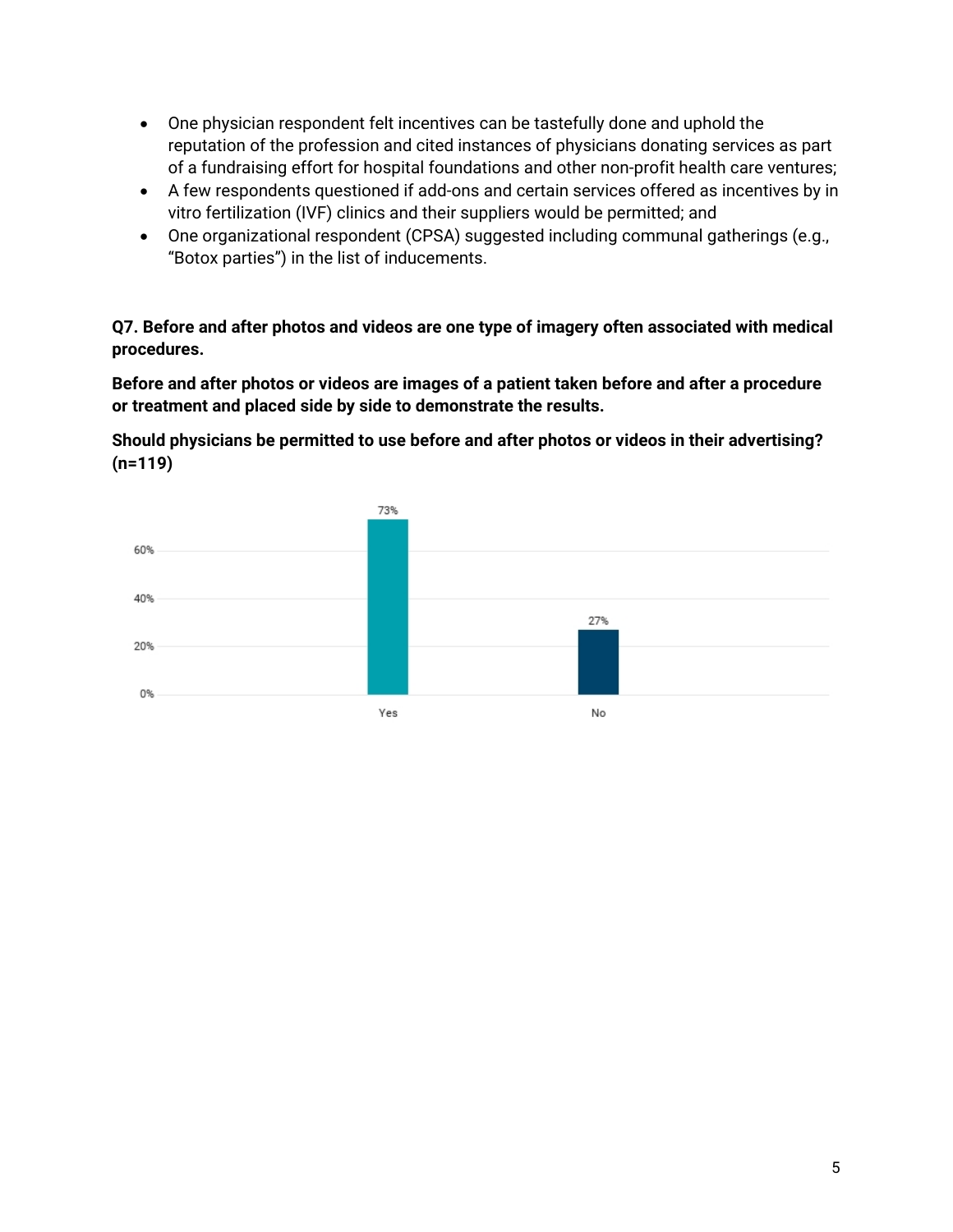- One physician respondent felt incentives can be tastefully done and uphold the reputation of the profession and cited instances of physicians donating services as part of a fundraising effort for hospital foundations and other non-profit health care ventures;
- A few respondents questioned if add-ons and certain services offered as incentives by in vitro fertilization (IVF) clinics and their suppliers would be permitted; and
- One organizational respondent (CPSA) suggested including communal gatherings (e.g., "Botox parties") in the list of inducements.

**Q7. Before and after photos and videos are one type of imagery often associated with medical procedures.**

**Before and after photos or videos are images of a patient taken before and after a procedure or treatment and placed side by side to demonstrate the results.**

**Should physicians be permitted to use before and after photos or videos in their advertising? (n=119)**

| Response | Percentage |
| --- | --- |
| Yes | 73% |
| No | 27% |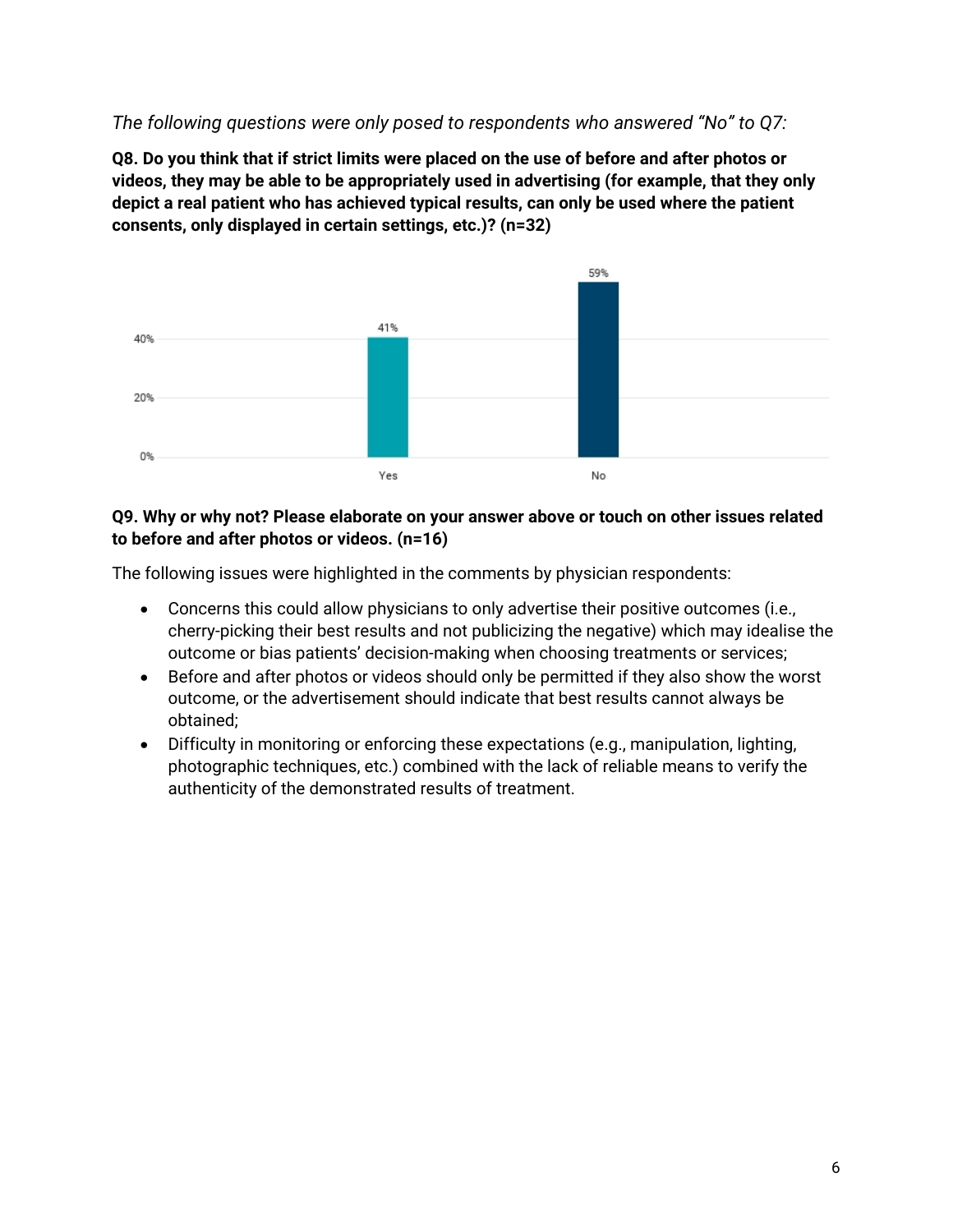*The following questions were only posed to respondents who answered "No" to Q7:*

**Q8. Do you think that if strict limits were placed on the use of before and after photos or videos, they may be able to be appropriately used in advertising (for example, that they only depict a real patient who has achieved typical results, can only be used where the patient consents, only displayed in certain settings, etc.)? (n=32)**

| Response | Percentage |
| --- | --- |
| Yes | 41% |
| No | 59% |

**Q9. Why or why not? Please elaborate on your answer above or touch on other issues related to before and after photos or videos. (n=16)**

The following issues were highlighted in the comments by physician respondents:

- Concerns this could allow physicians to only advertise their positive outcomes (i.e., cherry-picking their best results and not publicizing the negative) which may idealise the outcome or bias patients' decision-making when choosing treatments or services;
- Before and after photos or videos should only be permitted if they also show the worst outcome, or the advertisement should indicate that best results cannot always be obtained;
- Difficulty in monitoring or enforcing these expectations (e.g., manipulation, lighting, photographic techniques, etc.) combined with the lack of reliable means to verify the authenticity of the demonstrated results of treatment.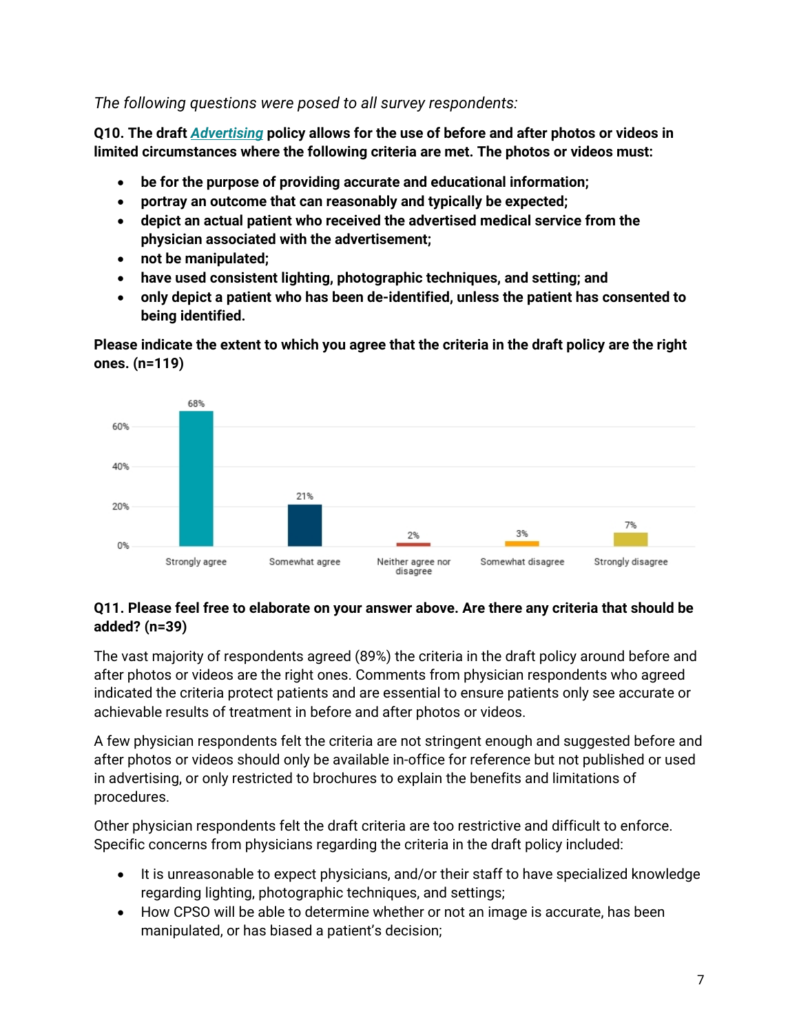*The following questions were posed to all survey respondents:*

**Q10. The draft *Advertising* policy allows for the use of before and after photos or videos in limited circumstances where the following criteria are met. The photos or videos must:**

- **be for the purpose of providing accurate and educational information;**
- **portray an outcome that can reasonably and typically be expected;**
- **depict an actual patient who received the advertised medical service from the physician associated with the advertisement;**
- **not be manipulated;**
- **have used consistent lighting, photographic techniques, and setting; and**
- **only depict a patient who has been de-identified, unless the patient has consented to being identified.**

**Please indicate the extent to which you agree that the criteria in the draft policy are the right ones. (n=119)**

| Response | Percentage |
|---|---|
| Strongly agree | 68% |
| Somewhat agree | 21% |
| Neither agree nor disagree | 2% |
| Somewhat disagree | 3% |
| Strongly disagree | 7% |

**Q11. Please feel free to elaborate on your answer above. Are there any criteria that should be added? (n=39)**

The vast majority of respondents agreed (89%) the criteria in the draft policy around before and after photos or videos are the right ones. Comments from physician respondents who agreed indicated the criteria protect patients and are essential to ensure patients only see accurate or achievable results of treatment in before and after photos or videos.

A few physician respondents felt the criteria are not stringent enough and suggested before and after photos or videos should only be available in-office for reference but not published or used in advertising, or only restricted to brochures to explain the benefits and limitations of procedures.

Other physician respondents felt the draft criteria are too restrictive and difficult to enforce. Specific concerns from physicians regarding the criteria in the draft policy included:

- It is unreasonable to expect physicians, and/or their staff to have specialized knowledge regarding lighting, photographic techniques, and settings;
- How CPSO will be able to determine whether or not an image is accurate, has been manipulated, or has biased a patient's decision;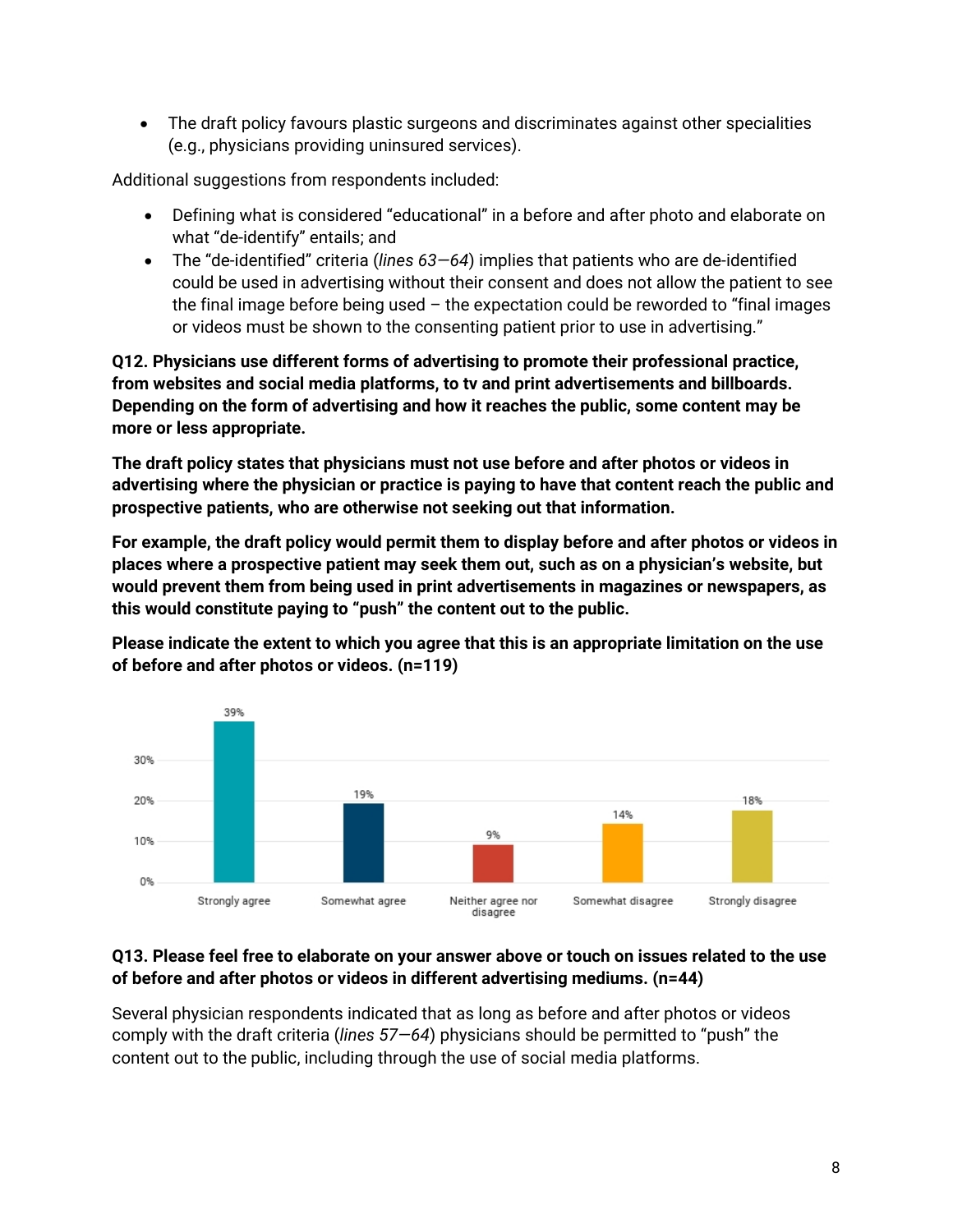- The draft policy favours plastic surgeons and discriminates against other specialities (e.g., physicians providing uninsured services).

Additional suggestions from respondents included:

- Defining what is considered "educational" in a before and after photo and elaborate on what "de-identify" entails; and
- The "de-identified" criteria (*lines 63—64*) implies that patients who are de-identified could be used in advertising without their consent and does not allow the patient to see the final image before being used – the expectation could be reworded to "final images or videos must be shown to the consenting patient prior to use in advertising."

**Q12. Physicians use different forms of advertising to promote their professional practice, from websites and social media platforms, to tv and print advertisements and billboards. Depending on the form of advertising and how it reaches the public, some content may be more or less appropriate.**

**The draft policy states that physicians must not use before and after photos or videos in advertising where the physician or practice is paying to have that content reach the public and prospective patients, who are otherwise not seeking out that information.**

**For example, the draft policy would permit them to display before and after photos or videos in places where a prospective patient may seek them out, such as on a physician's website, but would prevent them from being used in print advertisements in magazines or newspapers, as this would constitute paying to "push" the content out to the public.**

**Please indicate the extent to which you agree that this is an appropriate limitation on the use of before and after photos or videos. (n=119)**

| Response | Percentage |
| --- | --- |
| Strongly agree | 39% |
| Somewhat agree | 19% |
| Neither agree nor disagree | 9% |
| Somewhat disagree | 14% |
| Strongly disagree | 18% |

**Q13. Please feel free to elaborate on your answer above or touch on issues related to the use of before and after photos or videos in different advertising mediums. (n=44)**

Several physician respondents indicated that as long as before and after photos or videos comply with the draft criteria (*lines 57—64*) physicians should be permitted to "push" the content out to the public, including through the use of social media platforms.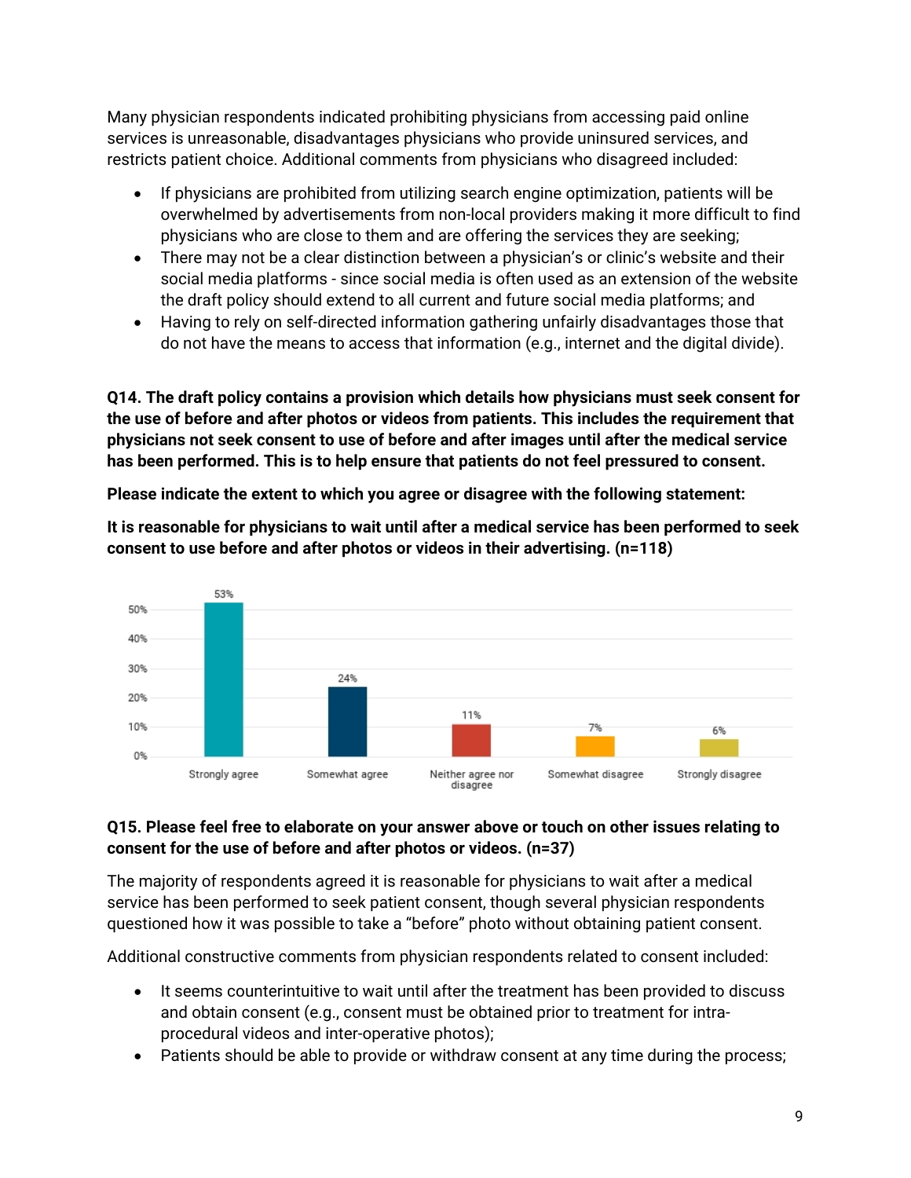Many physician respondents indicated prohibiting physicians from accessing paid online services is unreasonable, disadvantages physicians who provide uninsured services, and restricts patient choice. Additional comments from physicians who disagreed included:

- If physicians are prohibited from utilizing search engine optimization, patients will be overwhelmed by advertisements from non-local providers making it more difficult to find physicians who are close to them and are offering the services they are seeking;
- There may not be a clear distinction between a physician's or clinic's website and their social media platforms - since social media is often used as an extension of the website the draft policy should extend to all current and future social media platforms; and
- Having to rely on self-directed information gathering unfairly disadvantages those that do not have the means to access that information (e.g., internet and the digital divide).

**Q14. The draft policy contains a provision which details how physicians must seek consent for the use of before and after photos or videos from patients. This includes the requirement that physicians not seek consent to use of before and after images until after the medical service has been performed. This is to help ensure that patients do not feel pressured to consent.**

**Please indicate the extent to which you agree or disagree with the following statement:**

**It is reasonable for physicians to wait until after a medical service has been performed to seek consent to use before and after photos or videos in their advertising. (n=118)**

| Response | Percentage |
|---|---|
| Strongly agree | 53% |
| Somewhat agree | 24% |
| Neither agree nor disagree | 11% |
| Somewhat disagree | 7% |
| Strongly disagree | 6% |

**Q15. Please feel free to elaborate on your answer above or touch on other issues relating to consent for the use of before and after photos or videos. (n=37)**

The majority of respondents agreed it is reasonable for physicians to wait after a medical service has been performed to seek patient consent, though several physician respondents questioned how it was possible to take a "before" photo without obtaining patient consent.

Additional constructive comments from physician respondents related to consent included:

- It seems counterintuitive to wait until after the treatment has been provided to discuss and obtain consent (e.g., consent must be obtained prior to treatment for intra-procedural videos and inter-operative photos);
- Patients should be able to provide or withdraw consent at any time during the process;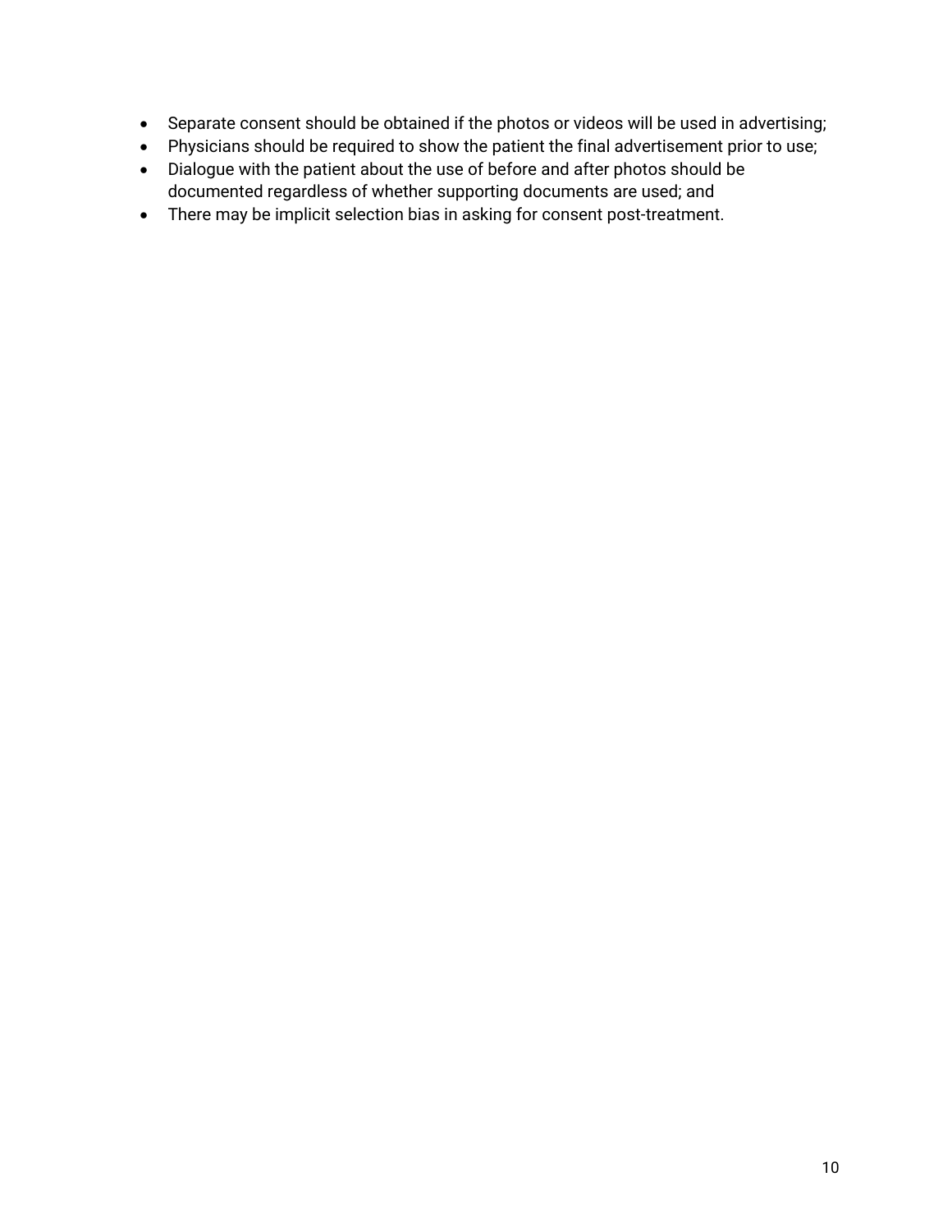- Separate consent should be obtained if the photos or videos will be used in advertising;
- Physicians should be required to show the patient the final advertisement prior to use;
- Dialogue with the patient about the use of before and after photos should be documented regardless of whether supporting documents are used; and
- There may be implicit selection bias in asking for consent post-treatment.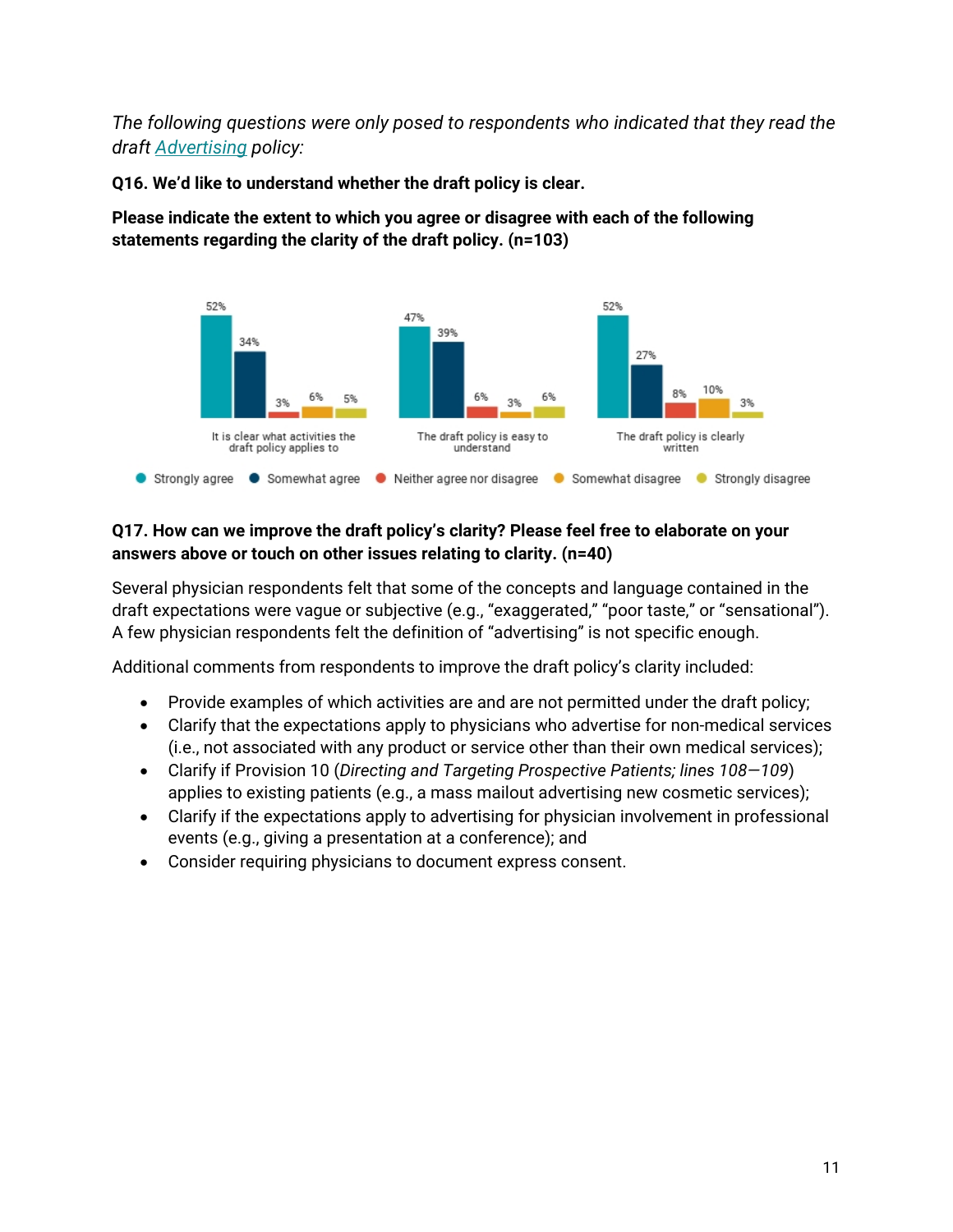*The following questions were only posed to respondents who indicated that they read the draft Advertising policy:*

**Q16. We'd like to understand whether the draft policy is clear.**

**Please indicate the extent to which you agree or disagree with each of the following statements regarding the clarity of the draft policy. (n=103)**

| Statement | Strongly agree | Somewhat agree | Neither agree nor disagree | Somewhat disagree | Strongly disagree |
|---|---|---|---|---|---|
| It is clear what activities the draft policy applies to | 52% | 34% | 3% | 6% | 5% |
| The draft policy is easy to understand | 47% | 39% | 6% | 3% | 6% |
| The draft policy is clearly written | 52% | 27% | 8% | 10% | 3% |

**Q17. How can we improve the draft policy's clarity? Please feel free to elaborate on your answers above or touch on other issues relating to clarity. (n=40)**

Several physician respondents felt that some of the concepts and language contained in the draft expectations were vague or subjective (e.g., "exaggerated," "poor taste," or "sensational"). A few physician respondents felt the definition of "advertising" is not specific enough.

Additional comments from respondents to improve the draft policy's clarity included:

- Provide examples of which activities are and are not permitted under the draft policy;
- Clarify that the expectations apply to physicians who advertise for non-medical services (i.e., not associated with any product or service other than their own medical services);
- Clarify if Provision 10 (*Directing and Targeting Prospective Patients; lines 108—109*) applies to existing patients (e.g., a mass mailout advertising new cosmetic services);
- Clarify if the expectations apply to advertising for physician involvement in professional events (e.g., giving a presentation at a conference); and
- Consider requiring physicians to document express consent.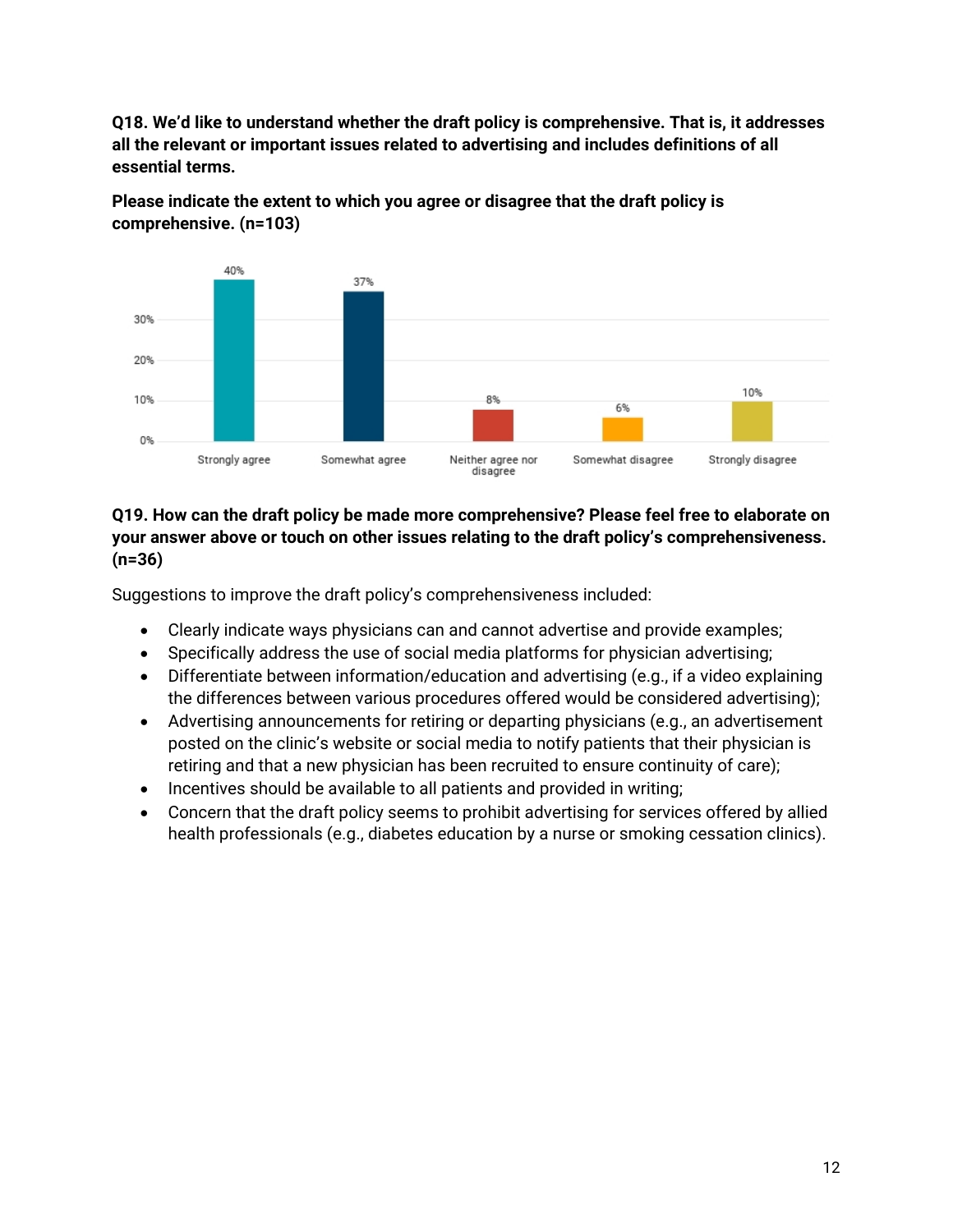**Q18. We'd like to understand whether the draft policy is comprehensive. That is, it addresses all the relevant or important issues related to advertising and includes definitions of all essential terms.**

**Please indicate the extent to which you agree or disagree that the draft policy is comprehensive. (n=103)**

| Response | Percentage |
|---|---|
| Strongly agree | 40% |
| Somewhat agree | 37% |
| Neither agree nor disagree | 8% |
| Somewhat disagree | 6% |
| Strongly disagree | 10% |

**Q19. How can the draft policy be made more comprehensive? Please feel free to elaborate on your answer above or touch on other issues relating to the draft policy's comprehensiveness. (n=36)**

Suggestions to improve the draft policy's comprehensiveness included:

- Clearly indicate ways physicians can and cannot advertise and provide examples;
- Specifically address the use of social media platforms for physician advertising;
- Differentiate between information/education and advertising (e.g., if a video explaining the differences between various procedures offered would be considered advertising);
- Advertising announcements for retiring or departing physicians (e.g., an advertisement posted on the clinic's website or social media to notify patients that their physician is retiring and that a new physician has been recruited to ensure continuity of care);
- Incentives should be available to all patients and provided in writing;
- Concern that the draft policy seems to prohibit advertising for services offered by allied health professionals (e.g., diabetes education by a nurse or smoking cessation clinics).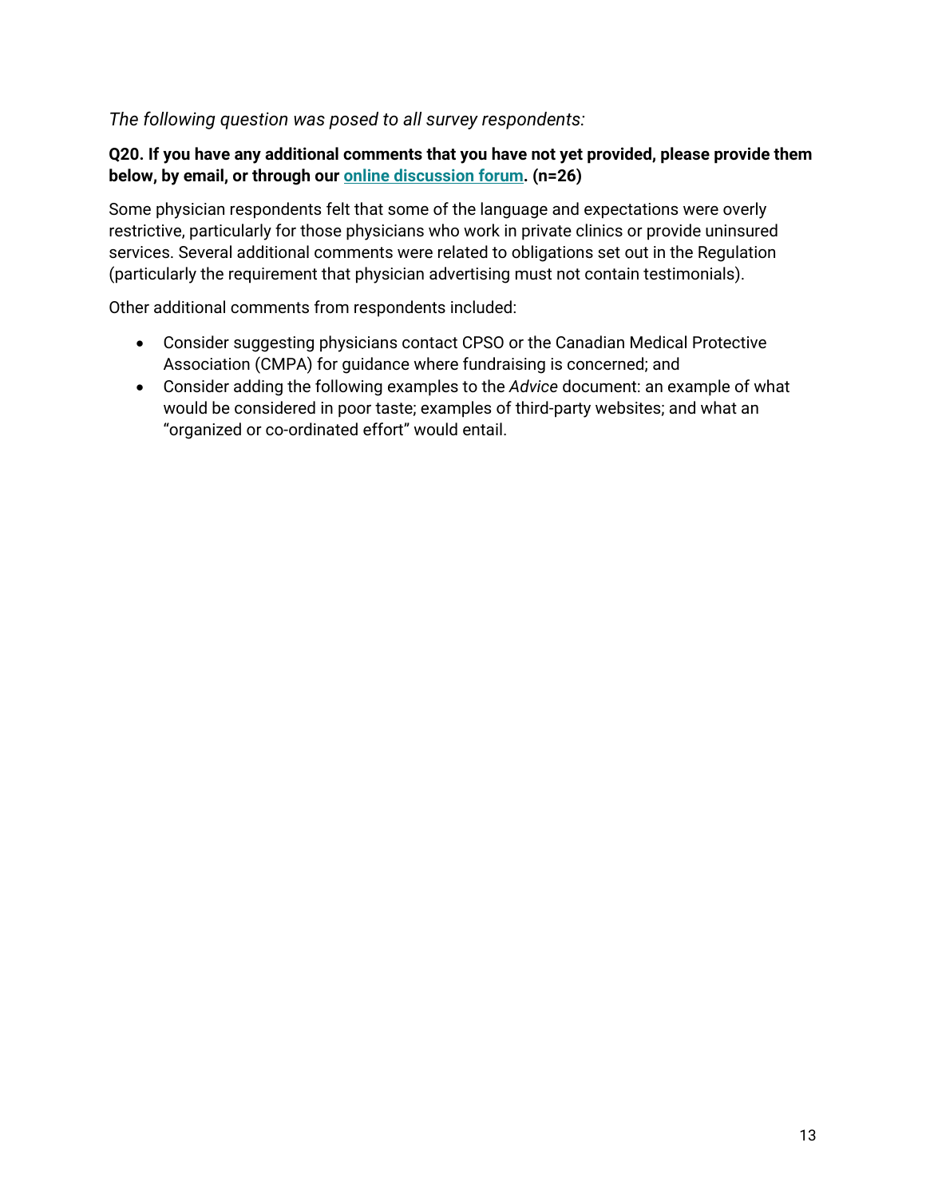*The following question was posed to all survey respondents:*

**Q20. If you have any additional comments that you have not yet provided, please provide them below, by email, or through our online discussion forum. (n=26)**

Some physician respondents felt that some of the language and expectations were overly restrictive, particularly for those physicians who work in private clinics or provide uninsured services. Several additional comments were related to obligations set out in the Regulation (particularly the requirement that physician advertising must not contain testimonials).

Other additional comments from respondents included:

- Consider suggesting physicians contact CPSO or the Canadian Medical Protective Association (CMPA) for guidance where fundraising is concerned; and
- Consider adding the following examples to the *Advice* document: an example of what would be considered in poor taste; examples of third-party websites; and what an "organized or co-ordinated effort" would entail.